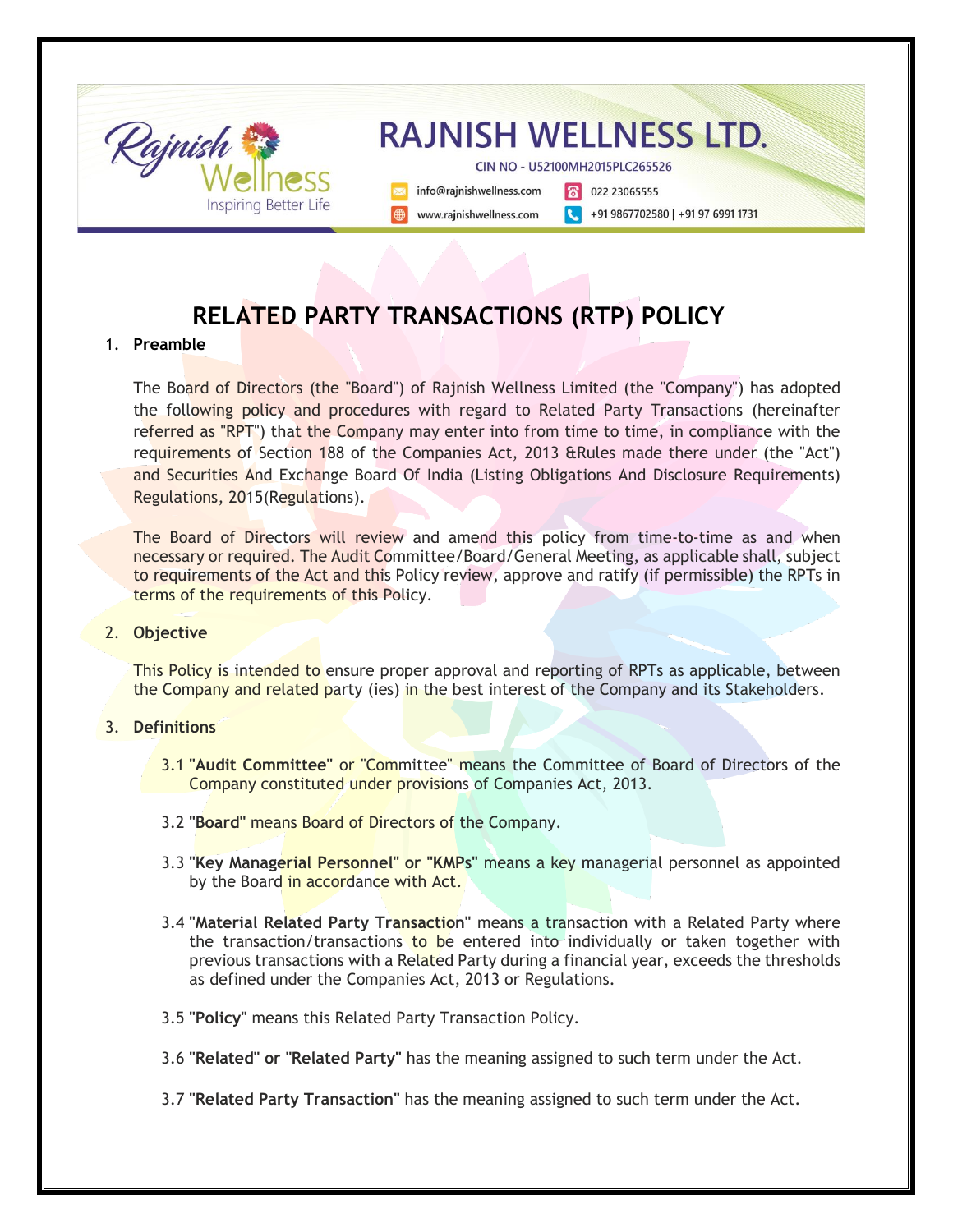# RELATED PARTY TRANSACTIONS (RTP) POLICY

1. **Preamble**

   The Board of Directors (the "Board") of Rajnish Wellness Limited (the "Company") has adopted the following policy and procedures with regard to Related Party Transactions (hereinafter referred as "RPT") that the Company may enter into from time to time, in compliance with the requirements of Section 188 of the Companies Act, 2013 &Rules made there under (the "Act") and Securities And Exchange Board Of India (Listing Obligations And Disclosure Requirements) Regulations, 2015(Regulations).

   The Board of Directors will review and amend this policy from time-to-time as and when necessary or required. The Audit Committee/Board/General Meeting, as applicable shall, subject to requirements of the Act and this Policy review, approve and ratify (if permissible) the RPTs in terms of the requirements of this Policy.

2. **Objective**

   This Policy is intended to ensure proper approval and reporting of RPTs as applicable, between the Company and related party (ies) in the best interest of the Company and its Stakeholders.

3. **Definitions**

   3.1 **"Audit Committee"** or "Committee" means the Committee of Board of Directors of the Company constituted under provisions of Companies Act, 2013.

   3.2 **"Board"** means Board of Directors of the Company.

   3.3 **"Key Managerial Personnel" or "KMPs"** means a key managerial personnel as appointed by the Board in accordance with Act.

   3.4 **"Material Related Party Transaction"** means a transaction with a Related Party where the transaction/transactions to be entered into individually or taken together with previous transactions with a Related Party during a financial year, exceeds the thresholds as defined under the Companies Act, 2013 or Regulations.

   3.5 **"Policy"** means this Related Party Transaction Policy.

   3.6 **"Related" or "Related Party"** has the meaning assigned to such term under the Act.

   3.7 **"Related Party Transaction"** has the meaning assigned to such term under the Act.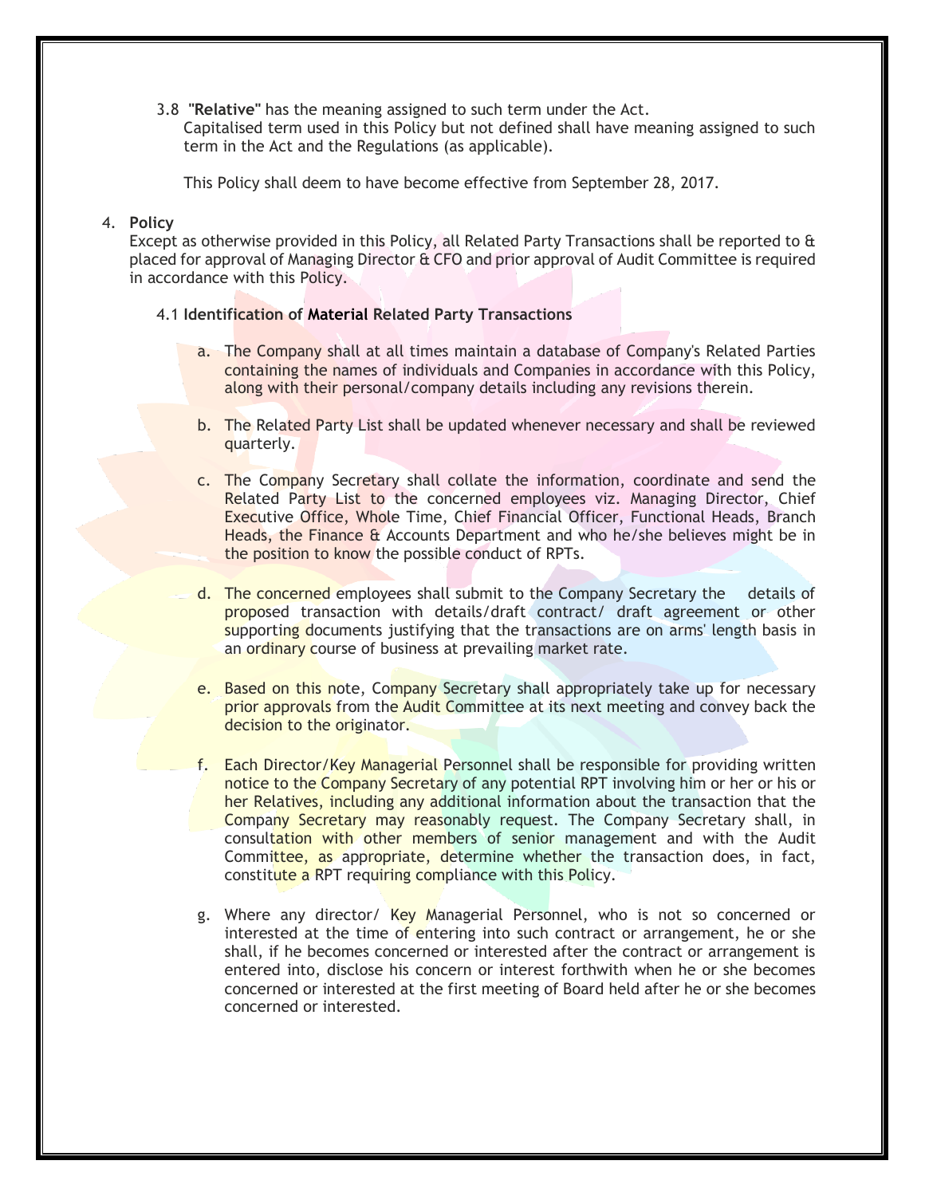3.8 **"Relative"** has the meaning assigned to such term under the Act.

Capitalised term used in this Policy but not defined shall have meaning assigned to such term in the Act and the Regulations (as applicable).

This Policy shall deem to have become effective from September 28, 2017.

## 4. Policy

Except as otherwise provided in this Policy, all Related Party Transactions shall be reported to & placed for approval of Managing Director & CFO and prior approval of Audit Committee is required in accordance with this Policy.

### 4.1 Identification of Material Related Party Transactions

a. The Company shall at all times maintain a database of Company's Related Parties containing the names of individuals and Companies in accordance with this Policy, along with their personal/company details including any revisions therein.

b. The Related Party List shall be updated whenever necessary and shall be reviewed quarterly.

c. The Company Secretary shall collate the information, coordinate and send the Related Party List to the concerned employees viz. Managing Director, Chief Executive Office, Whole Time, Chief Financial Officer, Functional Heads, Branch Heads, the Finance & Accounts Department and who he/she believes might be in the position to know the possible conduct of RPTs.

d. The concerned employees shall submit to the Company Secretary the details of proposed transaction with details/draft contract/ draft agreement or other supporting documents justifying that the transactions are on arms' length basis in an ordinary course of business at prevailing market rate.

e. Based on this note, Company Secretary shall appropriately take up for necessary prior approvals from the Audit Committee at its next meeting and convey back the decision to the originator.

f. Each Director/Key Managerial Personnel shall be responsible for providing written notice to the Company Secretary of any potential RPT involving him or her or his or her Relatives, including any additional information about the transaction that the Company Secretary may reasonably request. The Company Secretary shall, in consultation with other members of senior management and with the Audit Committee, as appropriate, determine whether the transaction does, in fact, constitute a RPT requiring compliance with this Policy.

g. Where any director/ Key Managerial Personnel, who is not so concerned or interested at the time of entering into such contract or arrangement, he or she shall, if he becomes concerned or interested after the contract or arrangement is entered into, disclose his concern or interest forthwith when he or she becomes concerned or interested at the first meeting of Board held after he or she becomes concerned or interested.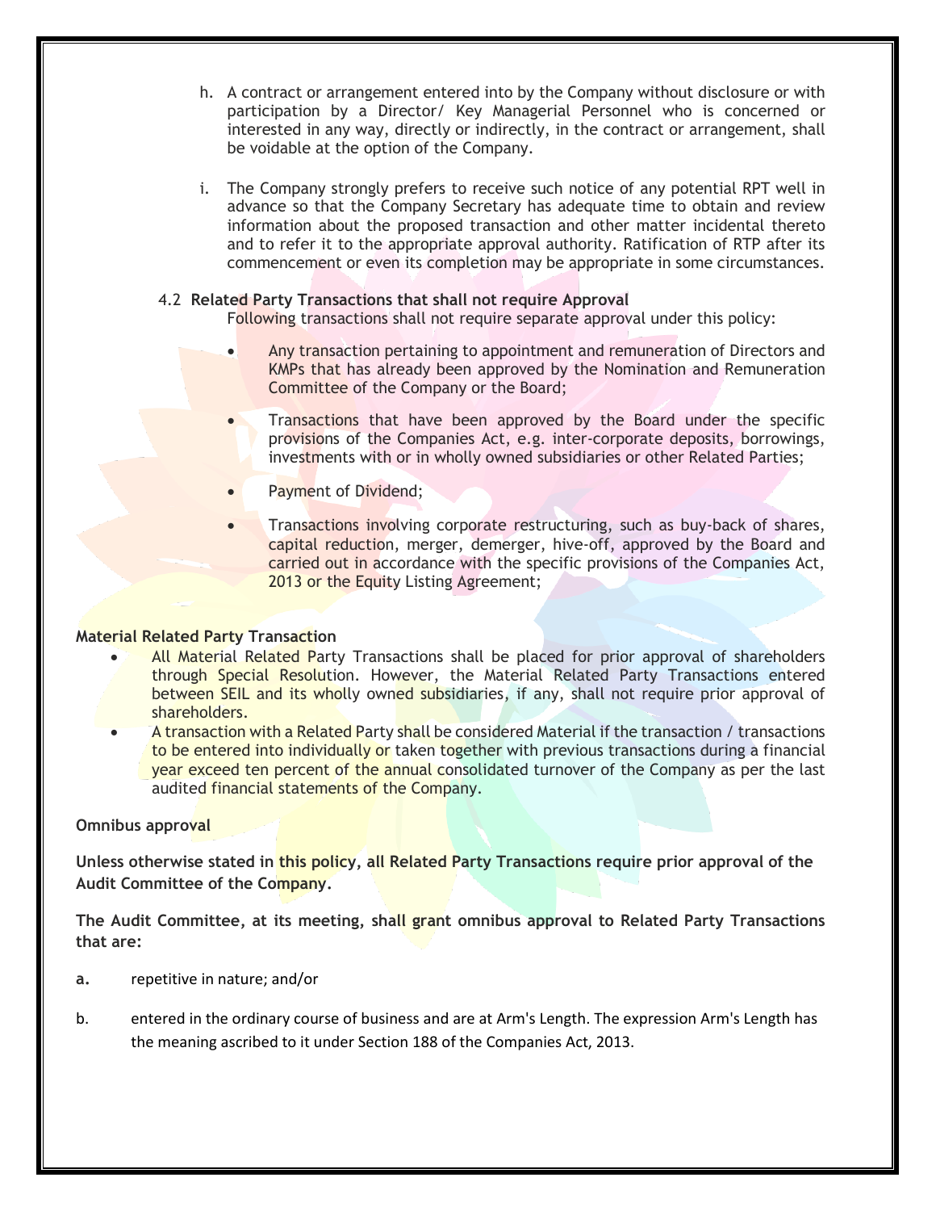h. A contract or arrangement entered into by the Company without disclosure or with participation by a Director/ Key Managerial Personnel who is concerned or interested in any way, directly or indirectly, in the contract or arrangement, shall be voidable at the option of the Company.

i. The Company strongly prefers to receive such notice of any potential RPT well in advance so that the Company Secretary has adequate time to obtain and review information about the proposed transaction and other matter incidental thereto and to refer it to the appropriate approval authority. Ratification of RTP after its commencement or even its completion may be appropriate in some circumstances.

4.2 **Related Party Transactions that shall not require Approval**

Following transactions shall not require separate approval under this policy:

- Any transaction pertaining to appointment and remuneration of Directors and KMPs that has already been approved by the Nomination and Remuneration Committee of the Company or the Board;
- Transactions that have been approved by the Board under the specific provisions of the Companies Act, e.g. inter-corporate deposits, borrowings, investments with or in wholly owned subsidiaries or other Related Parties;
- Payment of Dividend;
- Transactions involving corporate restructuring, such as buy-back of shares, capital reduction, merger, demerger, hive-off, approved by the Board and carried out in accordance with the specific provisions of the Companies Act, 2013 or the Equity Listing Agreement;

**Material Related Party Transaction**

- All Material Related Party Transactions shall be placed for prior approval of shareholders through Special Resolution. However, the Material Related Party Transactions entered between SEIL and its wholly owned subsidiaries, if any, shall not require prior approval of shareholders.
- A transaction with a Related Party shall be considered Material if the transaction / transactions to be entered into individually or taken together with previous transactions during a financial year exceed ten percent of the annual consolidated turnover of the Company as per the last audited financial statements of the Company.

**Omnibus approval**

**Unless otherwise stated in this policy, all Related Party Transactions require prior approval of the Audit Committee of the Company.**

**The Audit Committee, at its meeting, shall grant omnibus approval to Related Party Transactions that are:**

a. repetitive in nature; and/or

b. entered in the ordinary course of business and are at Arm's Length. The expression Arm's Length has the meaning ascribed to it under Section 188 of the Companies Act, 2013.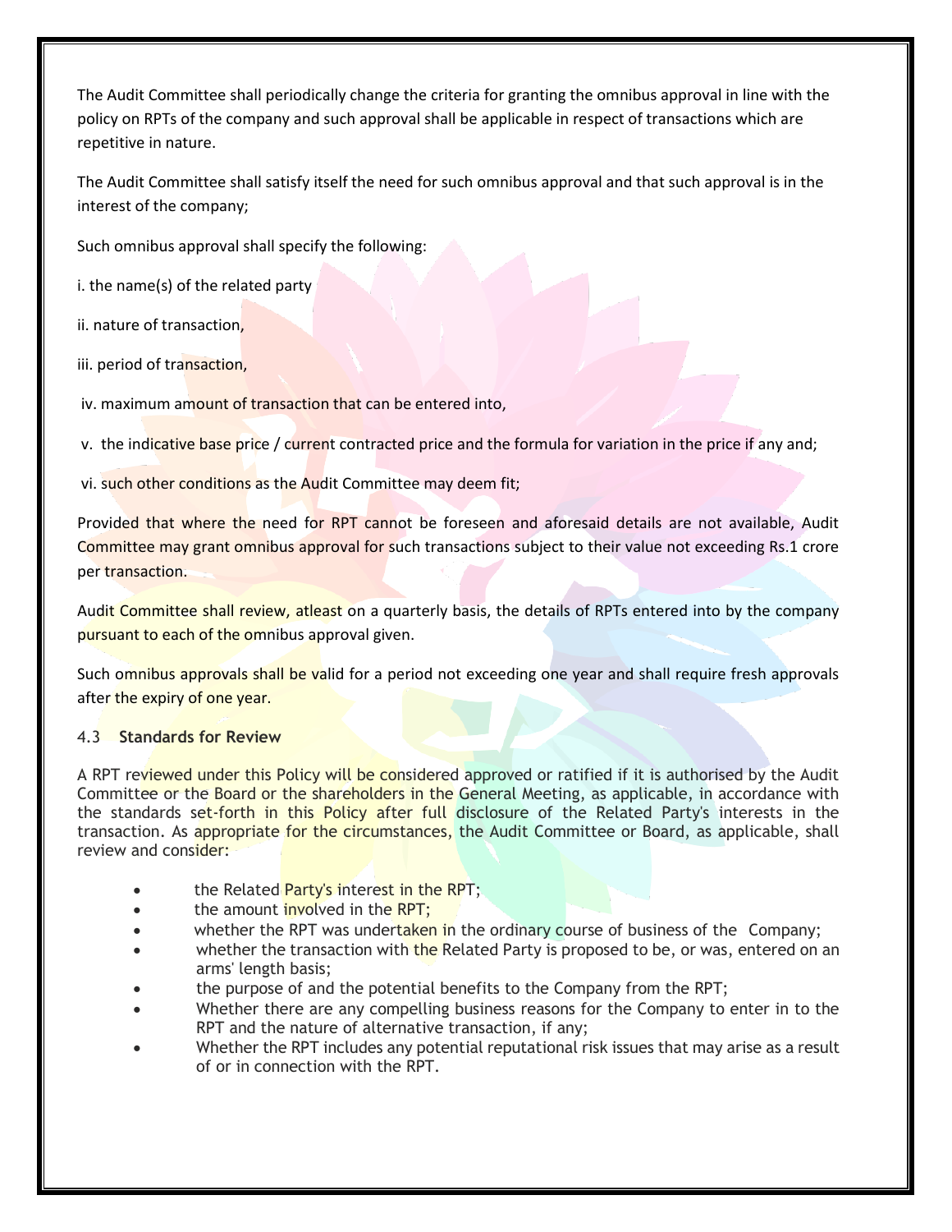The Audit Committee shall periodically change the criteria for granting the omnibus approval in line with the policy on RPTs of the company and such approval shall be applicable in respect of transactions which are repetitive in nature.

The Audit Committee shall satisfy itself the need for such omnibus approval and that such approval is in the interest of the company;

Such omnibus approval shall specify the following:

i. the name(s) of the related party

ii. nature of transaction,

iii. period of transaction,

iv. maximum amount of transaction that can be entered into,

v. the indicative base price / current contracted price and the formula for variation in the price if any and;

vi. such other conditions as the Audit Committee may deem fit;

Provided that where the need for RPT cannot be foreseen and aforesaid details are not available, Audit Committee may grant omnibus approval for such transactions subject to their value not exceeding Rs.1 crore per transaction.

Audit Committee shall review, atleast on a quarterly basis, the details of RPTs entered into by the company pursuant to each of the omnibus approval given.

Such omnibus approvals shall be valid for a period not exceeding one year and shall require fresh approvals after the expiry of one year.

### 4.3 **Standards for Review**

A RPT reviewed under this Policy will be considered approved or ratified if it is authorised by the Audit Committee or the Board or the shareholders in the General Meeting, as applicable, in accordance with the standards set-forth in this Policy after full disclosure of the Related Party's interests in the transaction. As appropriate for the circumstances, the Audit Committee or Board, as applicable, shall review and consider:

- the Related Party's interest in the RPT;
- the amount involved in the RPT;
- whether the RPT was undertaken in the ordinary course of business of the Company;
- whether the transaction with the Related Party is proposed to be, or was, entered on an arms' length basis;
- the purpose of and the potential benefits to the Company from the RPT;
- Whether there are any compelling business reasons for the Company to enter in to the RPT and the nature of alternative transaction, if any;
- Whether the RPT includes any potential reputational risk issues that may arise as a result of or in connection with the RPT.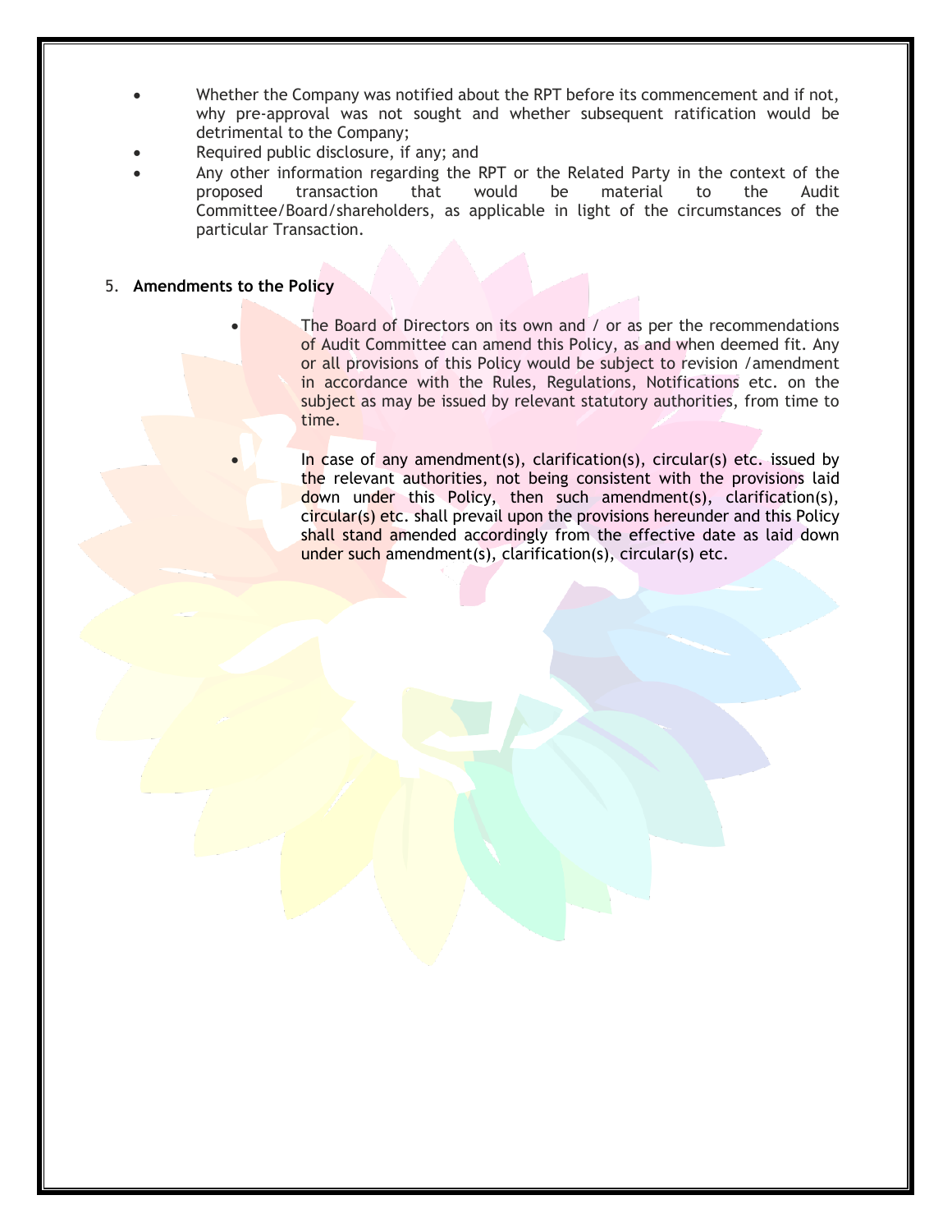- Whether the Company was notified about the RPT before its commencement and if not, why pre-approval was not sought and whether subsequent ratification would be detrimental to the Company;
- Required public disclosure, if any; and
- Any other information regarding the RPT or the Related Party in the context of the proposed transaction that would be material to the Audit Committee/Board/shareholders, as applicable in light of the circumstances of the particular Transaction.

5. **Amendments to the Policy**

   - The Board of Directors on its own and / or as per the recommendations of Audit Committee can amend this Policy, as and when deemed fit. Any or all provisions of this Policy would be subject to revision /amendment in accordance with the Rules, Regulations, Notifications etc. on the subject as may be issued by relevant statutory authorities, from time to time.

   - In case of any amendment(s), clarification(s), circular(s) etc. issued by the relevant authorities, not being consistent with the provisions laid down under this Policy, then such amendment(s), clarification(s), circular(s) etc. shall prevail upon the provisions hereunder and this Policy shall stand amended accordingly from the effective date as laid down under such amendment(s), clarification(s), circular(s) etc.